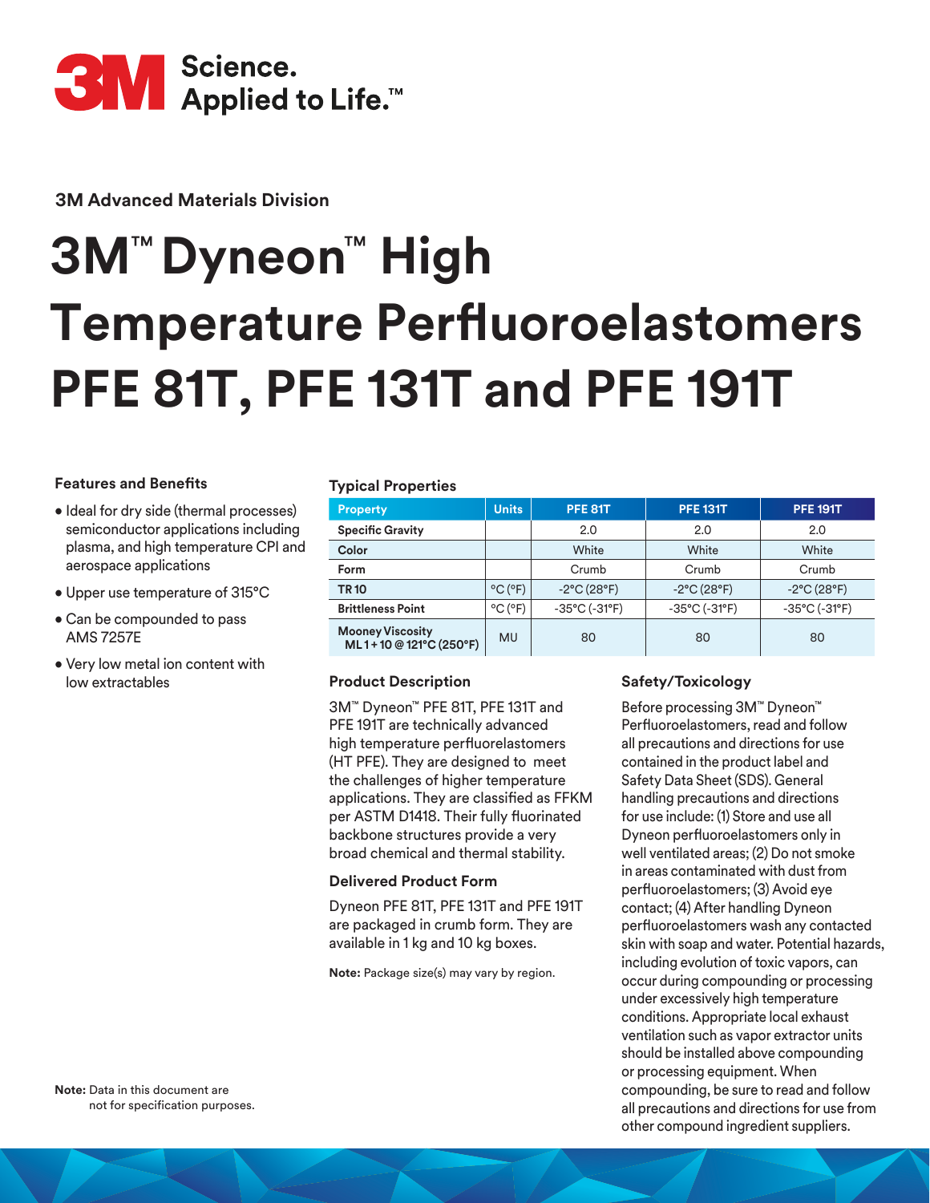3M Science. Applied to Life.™

**3M Advanced Materials Division**

# 3M™ Dyneon™ High Temperature Perfluoroelastomers PFE 81T, PFE 131T and PFE 191T

### Features and Benefits

- Ideal for dry side (thermal processes) semiconductor applications including plasma, and high temperature CPI and aerospace applications
- Upper use temperature of 315°C
- Can be compounded to pass AMS 7257E
- Very low metal ion content with low extractables

### Typical Properties

| Property | Units | PFE 81T | PFE 131T | PFE 191T |
|---|---|---|---|---|
| Specific Gravity | | 2.0 | 2.0 | 2.0 |
| Color | | White | White | White |
| Form | | Crumb | Crumb | Crumb |
| TR 10 | °C (°F) | -2°C (28°F) | -2°C (28°F) | -2°C (28°F) |
| Brittleness Point | °C (°F) | -35°C (-31°F) | -35°C (-31°F) | -35°C (-31°F) |
| Mooney Viscosity ML 1 + 10 @ 121°C (250°F) | MU | 80 | 80 | 80 |

### Product Description

3M™ Dyneon™ PFE 81T, PFE 131T and PFE 191T are technically advanced high temperature perfluorelastomers (HT PFE). They are designed to meet the challenges of higher temperature applications. They are classified as FFKM per ASTM D1418. Their fully fluorinated backbone structures provide a very broad chemical and thermal stability.

### Delivered Product Form

Dyneon PFE 81T, PFE 131T and PFE 191T are packaged in crumb form. They are available in 1 kg and 10 kg boxes.

**Note:** Package size(s) may vary by region.

### Safety/Toxicology

Before processing 3M™ Dyneon™ Perfluoroelastomers, read and follow all precautions and directions for use contained in the product label and Safety Data Sheet (SDS). General handling precautions and directions for use include: (1) Store and use all Dyneon perfluoroelastomers only in well ventilated areas; (2) Do not smoke in areas contaminated with dust from perfluoroelastomers; (3) Avoid eye contact; (4) After handling Dyneon perfluoroelastomers wash any contacted skin with soap and water. Potential hazards, including evolution of toxic vapors, can occur during compounding or processing under excessively high temperature conditions. Appropriate local exhaust ventilation such as vapor extractor units should be installed above compounding or processing equipment. When compounding, be sure to read and follow all precautions and directions for use from other compound ingredient suppliers.

**Note:** Data in this document are not for specification purposes.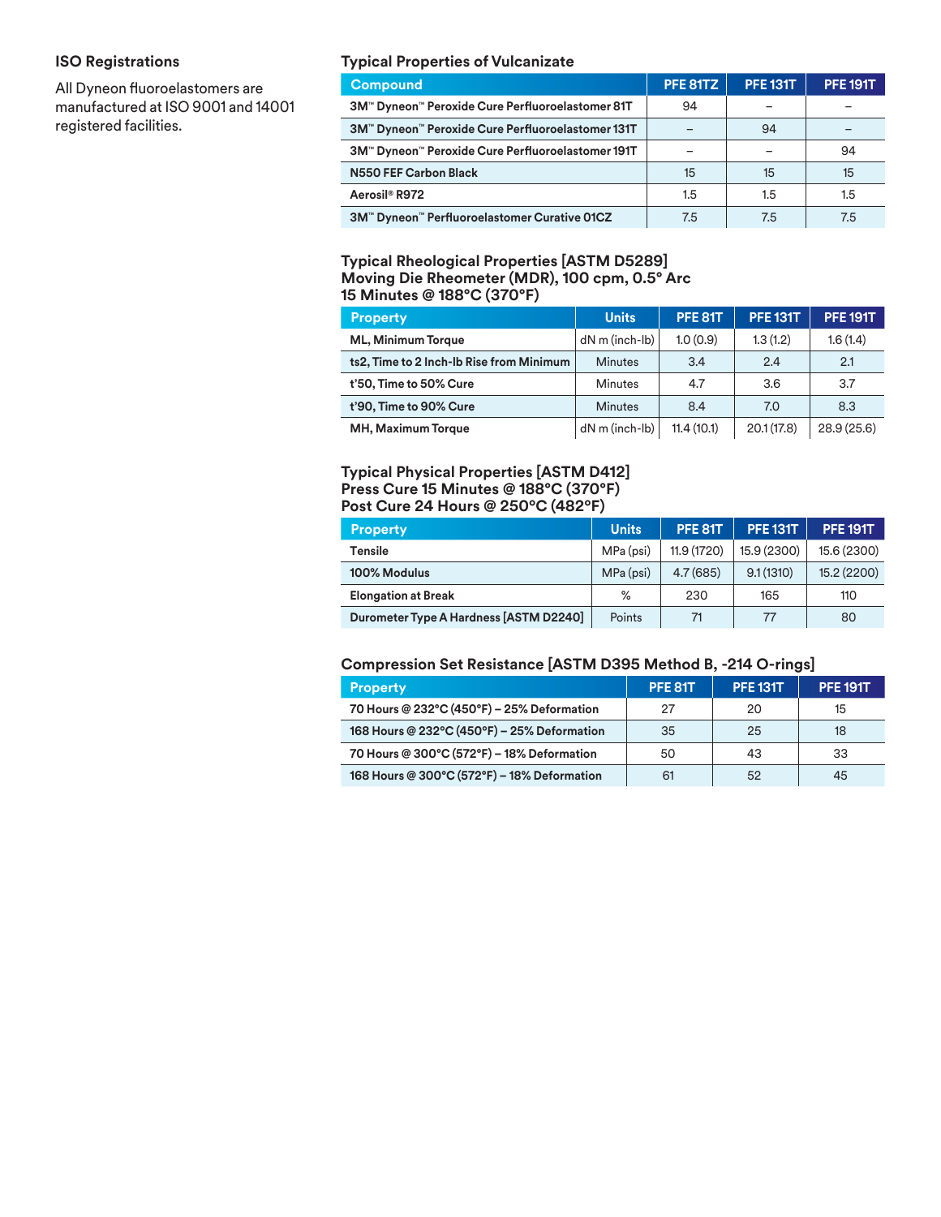## ISO Registrations

All Dyneon fluoroelastomers are manufactured at ISO 9001 and 14001 registered facilities.

## Typical Properties of Vulcanizate

| Compound | PFE 81TZ | PFE 131T | PFE 191T |
|---|---|---|---|
| 3M™ Dyneon™ Peroxide Cure Perfluoroelastomer 81T | 94 | – | – |
| 3M™ Dyneon™ Peroxide Cure Perfluoroelastomer 131T | – | 94 | – |
| 3M™ Dyneon™ Peroxide Cure Perfluoroelastomer 191T | – | – | 94 |
| N550 FEF Carbon Black | 15 | 15 | 15 |
| Aerosil® R972 | 1.5 | 1.5 | 1.5 |
| 3M™ Dyneon™ Perfluoroelastomer Curative 01CZ | 7.5 | 7.5 | 7.5 |

## Typical Rheological Properties [ASTM D5289] Moving Die Rheometer (MDR), 100 cpm, 0.5° Arc 15 Minutes @ 188°C (370°F)

| Property | Units | PFE 81T | PFE 131T | PFE 191T |
|---|---|---|---|---|
| ML, Minimum Torque | dN m (inch-lb) | 1.0 (0.9) | 1.3 (1.2) | 1.6 (1.4) |
| ts2, Time to 2 Inch-lb Rise from Minimum | Minutes | 3.4 | 2.4 | 2.1 |
| t'50, Time to 50% Cure | Minutes | 4.7 | 3.6 | 3.7 |
| t'90, Time to 90% Cure | Minutes | 8.4 | 7.0 | 8.3 |
| MH, Maximum Torque | dN m (inch-lb) | 11.4 (10.1) | 20.1 (17.8) | 28.9 (25.6) |

## Typical Physical Properties [ASTM D412] Press Cure 15 Minutes @ 188°C (370°F) Post Cure 24 Hours @ 250°C (482°F)

| Property | Units | PFE 81T | PFE 131T | PFE 191T |
|---|---|---|---|---|
| Tensile | MPa (psi) | 11.9 (1720) | 15.9 (2300) | 15.6 (2300) |
| 100% Modulus | MPa (psi) | 4.7 (685) | 9.1 (1310) | 15.2 (2200) |
| Elongation at Break | % | 230 | 165 | 110 |
| Durometer Type A Hardness [ASTM D2240] | Points | 71 | 77 | 80 |

## Compression Set Resistance [ASTM D395 Method B, -214 O-rings]

| Property | PFE 81T | PFE 131T | PFE 191T |
|---|---|---|---|
| 70 Hours @ 232°C (450°F) – 25% Deformation | 27 | 20 | 15 |
| 168 Hours @ 232°C (450°F) – 25% Deformation | 35 | 25 | 18 |
| 70 Hours @ 300°C (572°F) – 18% Deformation | 50 | 43 | 33 |
| 168 Hours @ 300°C (572°F) – 18% Deformation | 61 | 52 | 45 |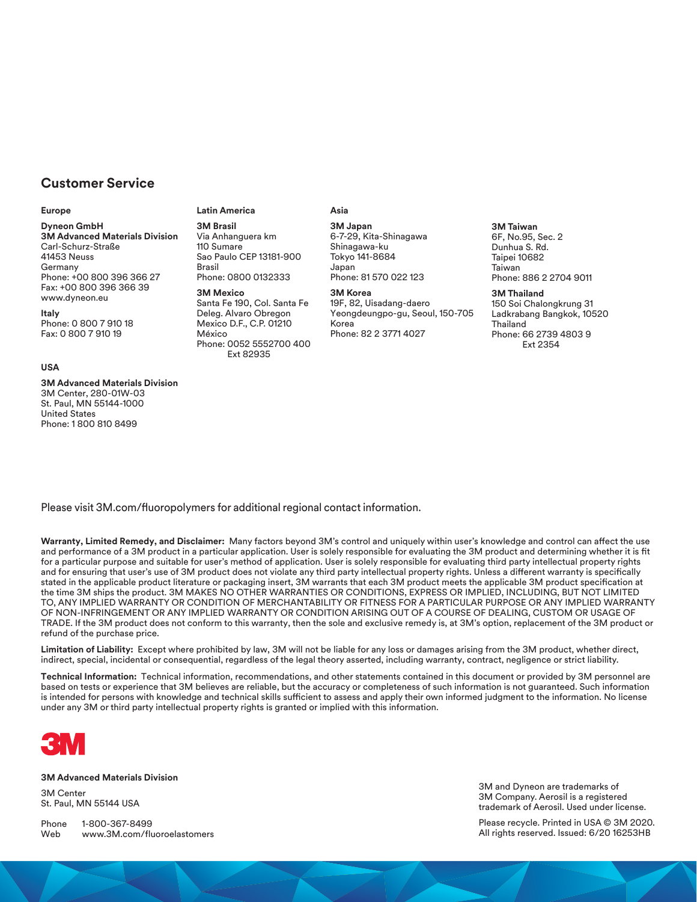## Customer Service

### Europe

**Dyneon GmbH**
**3M Advanced Materials Division**
Carl-Schurz-Straße
41453 Neuss
Germany
Phone: +00 800 396 366 27
Fax: +00 800 396 366 39
www.dyneon.eu

**Italy**
Phone: 0 800 7 910 18
Fax: 0 800 7 910 19

### USA

**3M Advanced Materials Division**
3M Center, 280-01W-03
St. Paul, MN 55144-1000
United States
Phone: 1 800 810 8499

### Latin America

**3M Brasil**
Via Anhanguera km
110 Sumare
Sao Paulo CEP 13181-900
Brasil
Phone: 0800 0132333

**3M Mexico**
Santa Fe 190, Col. Santa Fe
Deleg. Alvaro Obregon
Mexico D.F., C.P. 01210
México
Phone: 0052 5552700 400
Ext 82935

### Asia

**3M Japan**
6-7-29, Kita-Shinagawa
Shinagawa-ku
Tokyo 141-8684
Japan
Phone: 81 570 022 123

**3M Korea**
19F, 82, Uisadang-daero
Yeongdeungpo-gu, Seoul, 150-705
Korea
Phone: 82 2 3771 4027

**3M Taiwan**
6F, No.95, Sec. 2
Dunhua S. Rd.
Taipei 10682
Taiwan
Phone: 886 2 2704 9011

**3M Thailand**
150 Soi Chalongkrung 31
Ladkrabang Bangkok, 10520
Thailand
Phone: 66 2739 4803 9
Ext 2354

Please visit 3M.com/fluoropolymers for additional regional contact information.

**Warranty, Limited Remedy, and Disclaimer:** Many factors beyond 3M's control and uniquely within user's knowledge and control can affect the use and performance of a 3M product in a particular application. User is solely responsible for evaluating the 3M product and determining whether it is fit for a particular purpose and suitable for user's method of application. User is solely responsible for evaluating third party intellectual property rights and for ensuring that user's use of 3M product does not violate any third party intellectual property rights. Unless a different warranty is specifically stated in the applicable product literature or packaging insert, 3M warrants that each 3M product meets the applicable 3M product specification at the time 3M ships the product. 3M MAKES NO OTHER WARRANTIES OR CONDITIONS, EXPRESS OR IMPLIED, INCLUDING, BUT NOT LIMITED TO, ANY IMPLIED WARRANTY OR CONDITION OF MERCHANTABILITY OR FITNESS FOR A PARTICULAR PURPOSE OR ANY IMPLIED WARRANTY OF NON-INFRINGEMENT OR ANY IMPLIED WARRANTY OR CONDITION ARISING OUT OF A COURSE OF DEALING, CUSTOM OR USAGE OF TRADE. If the 3M product does not conform to this warranty, then the sole and exclusive remedy is, at 3M's option, replacement of the 3M product or refund of the purchase price.

**Limitation of Liability:** Except where prohibited by law, 3M will not be liable for any loss or damages arising from the 3M product, whether direct, indirect, special, incidental or consequential, regardless of the legal theory asserted, including warranty, contract, negligence or strict liability.

**Technical Information:** Technical information, recommendations, and other statements contained in this document or provided by 3M personnel are based on tests or experience that 3M believes are reliable, but the accuracy or completeness of such information is not guaranteed. Such information is intended for persons with knowledge and technical skills sufficient to assess and apply their own informed judgment to the information. No license under any 3M or third party intellectual property rights is granted or implied with this information.

3M

**3M Advanced Materials Division**

3M Center
St. Paul, MN 55144 USA

Phone 1-800-367-8499
Web www.3M.com/fluoroelastomers

3M and Dyneon are trademarks of 3M Company. Aerosil is a registered trademark of Aerosil. Used under license.

Please recycle. Printed in USA © 3M 2020. All rights reserved. Issued: 6/20 16253HB